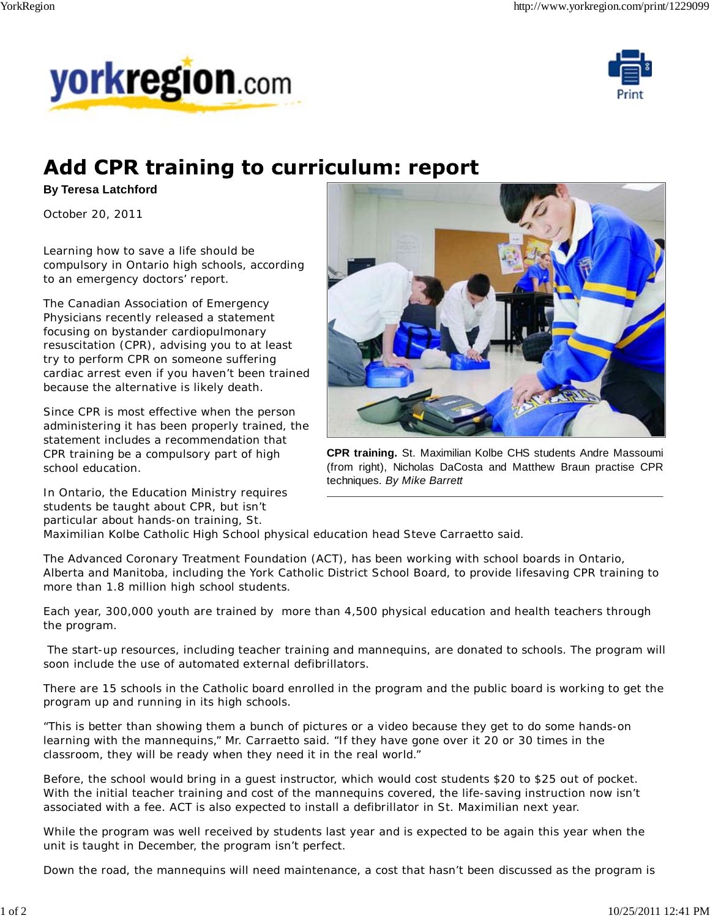# Add CPR training to curriculum: report

**By Teresa Latchford**

October 20, 2011

Learning how to save a life should be compulsory in Ontario high schools, according to an emergency doctors' report.

The Canadian Association of Emergency Physicians recently released a statement focusing on bystander cardiopulmonary resuscitation (CPR), advising you to at least try to perform CPR on someone suffering cardiac arrest even if you haven't been trained because the alternative is likely death.

Since CPR is most effective when the person administering it has been properly trained, the statement includes a recommendation that CPR training be a compulsory part of high school education.

**CPR training.** St. Maximilian Kolbe CHS students Andre Massoumi (from right), Nicholas DaCosta and Matthew Braun practise CPR techniques. *By Mike Barrett*

In Ontario, the Education Ministry requires students be taught about CPR, but isn't particular about hands-on training, St. Maximilian Kolbe Catholic High School physical education head Steve Carraetto said.

The Advanced Coronary Treatment Foundation (ACT), has been working with school boards in Ontario, Alberta and Manitoba, including the York Catholic District School Board, to provide lifesaving CPR training to more than 1.8 million high school students.

Each year, 300,000 youth are trained by more than 4,500 physical education and health teachers through the program.

The start-up resources, including teacher training and mannequins, are donated to schools. The program will soon include the use of automated external defibrillators.

There are 15 schools in the Catholic board enrolled in the program and the public board is working to get the program up and running in its high schools.

"This is better than showing them a bunch of pictures or a video because they get to do some hands-on learning with the mannequins," Mr. Carraetto said. "If they have gone over it 20 or 30 times in the classroom, they will be ready when they need it in the real world."

Before, the school would bring in a guest instructor, which would cost students $20 to $25 out of pocket. With the initial teacher training and cost of the mannequins covered, the life-saving instruction now isn't associated with a fee. ACT is also expected to install a defibrillator in St. Maximilian next year.

While the program was well received by students last year and is expected to be again this year when the unit is taught in December, the program isn't perfect.

Down the road, the mannequins will need maintenance, a cost that hasn't been discussed as the program is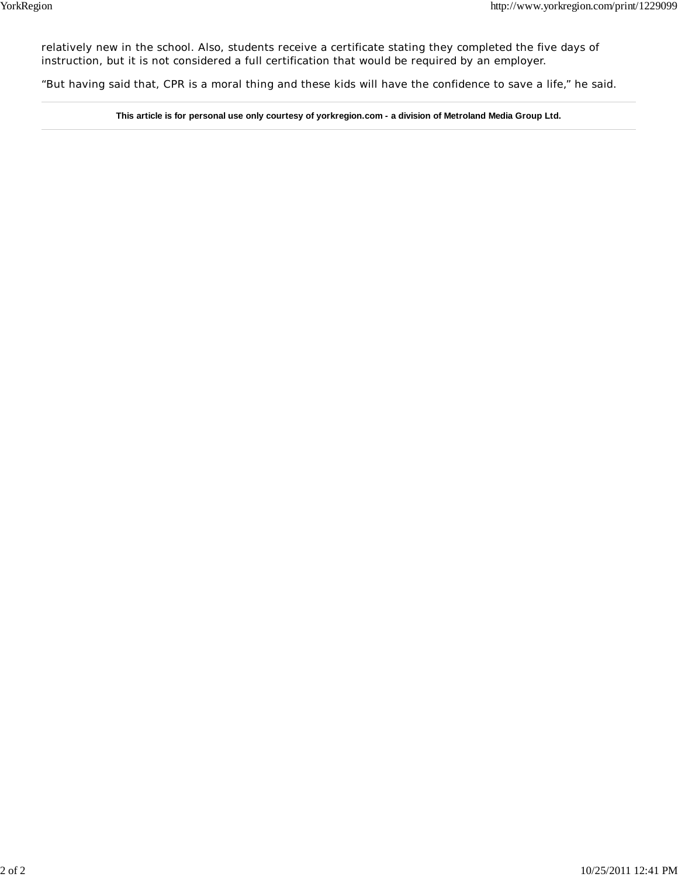relatively new in the school. Also, students receive a certificate stating they completed the five days of instruction, but it is not considered a full certification that would be required by an employer.

"But having said that, CPR is a moral thing and these kids will have the confidence to save a life," he said.

---

**This article is for personal use only courtesy of yorkregion.com - a division of Metroland Media Group Ltd.**

---